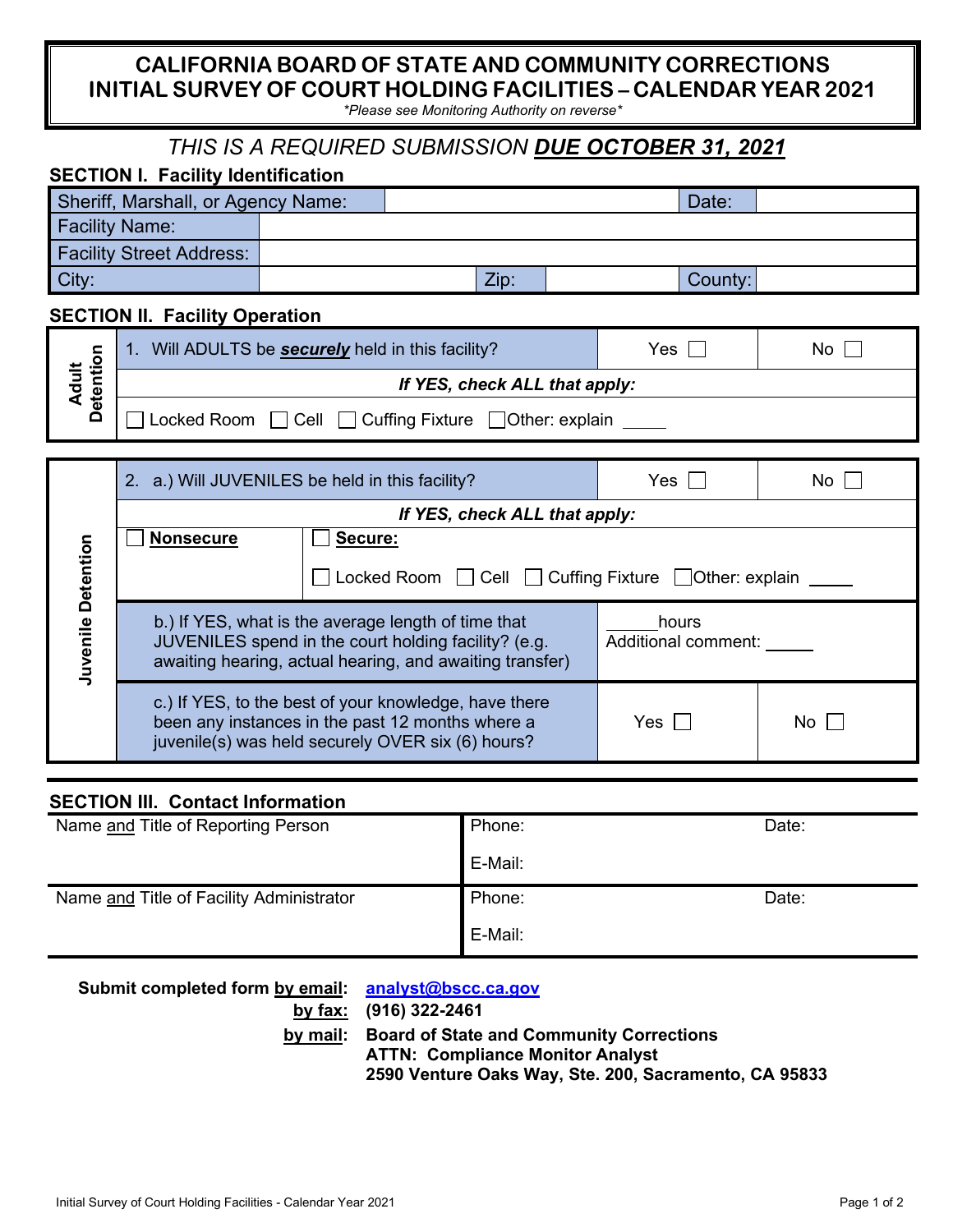# CALIFORNIA BOARD OF STATE AND COMMUNITY CORRECTIONS
# INITIAL SURVEY OF COURT HOLDING FACILITIES – CALENDAR YEAR 2021

*\*Please see Monitoring Authority on reverse\**

## *THIS IS A REQUIRED SUBMISSION* ***DUE OCTOBER 31, 2021***

### SECTION I. Facility Identification

| Sheriff, Marshall, or Agency Name: | | Date: | |
|---|---|---|---|
| Facility Name: | | | |
| Facility Street Address: | | | |
| City: | Zip: | | County: |

### SECTION II. Facility Operation

| Adult Detention | | | |
|---|---|---|---|
| | 1. Will ADULTS be ***securely*** held in this facility? | Yes ☐ | No ☐ |
| | ***If YES, check ALL that apply:*** | | |
| | ☐ Locked Room ☐ Cell ☐ Cuffing Fixture ☐ Other: explain _____ | | |

| Juvenile Detention | | | |
|---|---|---|---|
| | 2. a.) Will JUVENILES be held in this facility? | Yes ☐ | No ☐ |
| | ***If YES, check ALL that apply:*** | | |
| | ☐ **Nonsecure** | ☐ **Secure:** ☐ Locked Room ☐ Cell ☐ Cuffing Fixture ☐ Other: explain _____ | |
| | b.) If YES, what is the average length of time that JUVENILES spend in the court holding facility? (e.g. awaiting hearing, actual hearing, and awaiting transfer) | _____ hours Additional comment: _____ | |
| | c.) If YES, to the best of your knowledge, have there been any instances in the past 12 months where a juvenile(s) was held securely OVER six (6) hours? | Yes ☐ | No ☐ |

### SECTION III. Contact Information

| Name and Title of Reporting Person | Phone: | Date: |
|---|---|---|
| | E-Mail: | |
| **Name and Title of Facility Administrator** | **Phone:** | **Date:** |
| | E-Mail: | |

**Submit completed form by email:** analyst@bscc.ca.gov

**by fax:** (916) 322-2461

**by mail:** Board of State and Community Corrections
ATTN: Compliance Monitor Analyst
2590 Venture Oaks Way, Ste. 200, Sacramento, CA 95833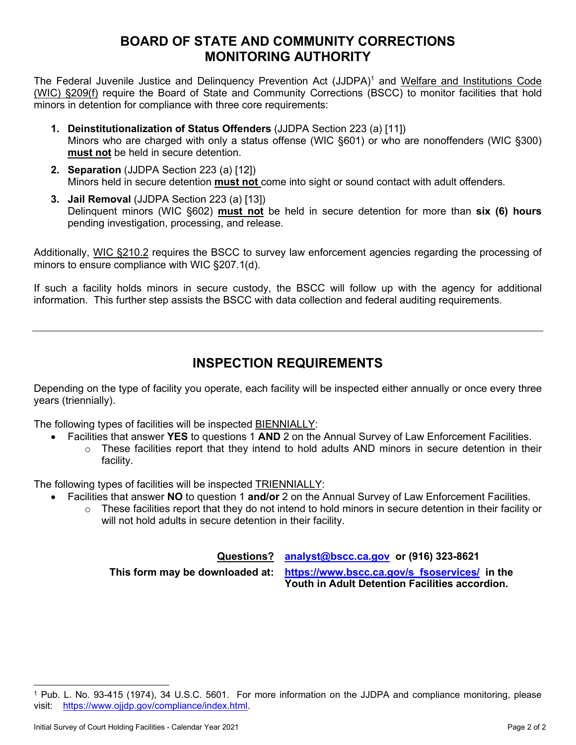# BOARD OF STATE AND COMMUNITY CORRECTIONS MONITORING AUTHORITY

The Federal Juvenile Justice and Delinquency Prevention Act (JJDPA)[1] and Welfare and Institutions Code (WIC) §209(f) require the Board of State and Community Corrections (BSCC) to monitor facilities that hold minors in detention for compliance with three core requirements:

1. **Deinstitutionalization of Status Offenders** (JJDPA Section 223 (a) [11])
   Minors who are charged with only a status offense (WIC §601) or who are nonoffenders (WIC §300) **must not** be held in secure detention.
2. **Separation** (JJDPA Section 223 (a) [12])
   Minors held in secure detention **must not** come into sight or sound contact with adult offenders.
3. **Jail Removal** (JJDPA Section 223 (a) [13])
   Delinquent minors (WIC §602) **must not** be held in secure detention for more than **six (6) hours** pending investigation, processing, and release.

Additionally, WIC §210.2 requires the BSCC to survey law enforcement agencies regarding the processing of minors to ensure compliance with WIC §207.1(d).

If such a facility holds minors in secure custody, the BSCC will follow up with the agency for additional information. This further step assists the BSCC with data collection and federal auditing requirements.

---

# INSPECTION REQUIREMENTS

Depending on the type of facility you operate, each facility will be inspected either annually or once every three years (triennially).

The following types of facilities will be inspected BIENNIALLY:

- Facilities that answer **YES** to questions 1 **AND** 2 on the Annual Survey of Law Enforcement Facilities.
  - These facilities report that they intend to hold adults AND minors in secure detention in their facility.

The following types of facilities will be inspected TRIENNIALLY:

- Facilities that answer **NO** to question 1 **and/or** 2 on the Annual Survey of Law Enforcement Facilities.
  - These facilities report that they do not intend to hold minors in secure detention in their facility or will not hold adults in secure detention in their facility.

**Questions?** **analyst@bscc.ca.gov or (916) 323-8621**

**This form may be downloaded at:** **https://www.bscc.ca.gov/s_fsoservices/ in the Youth in Adult Detention Facilities accordion.**

---

[1] Pub. L. No. 93-415 (1974), 34 U.S.C. 5601. For more information on the JJDPA and compliance monitoring, please visit: https://www.ojjdp.gov/compliance/index.html.